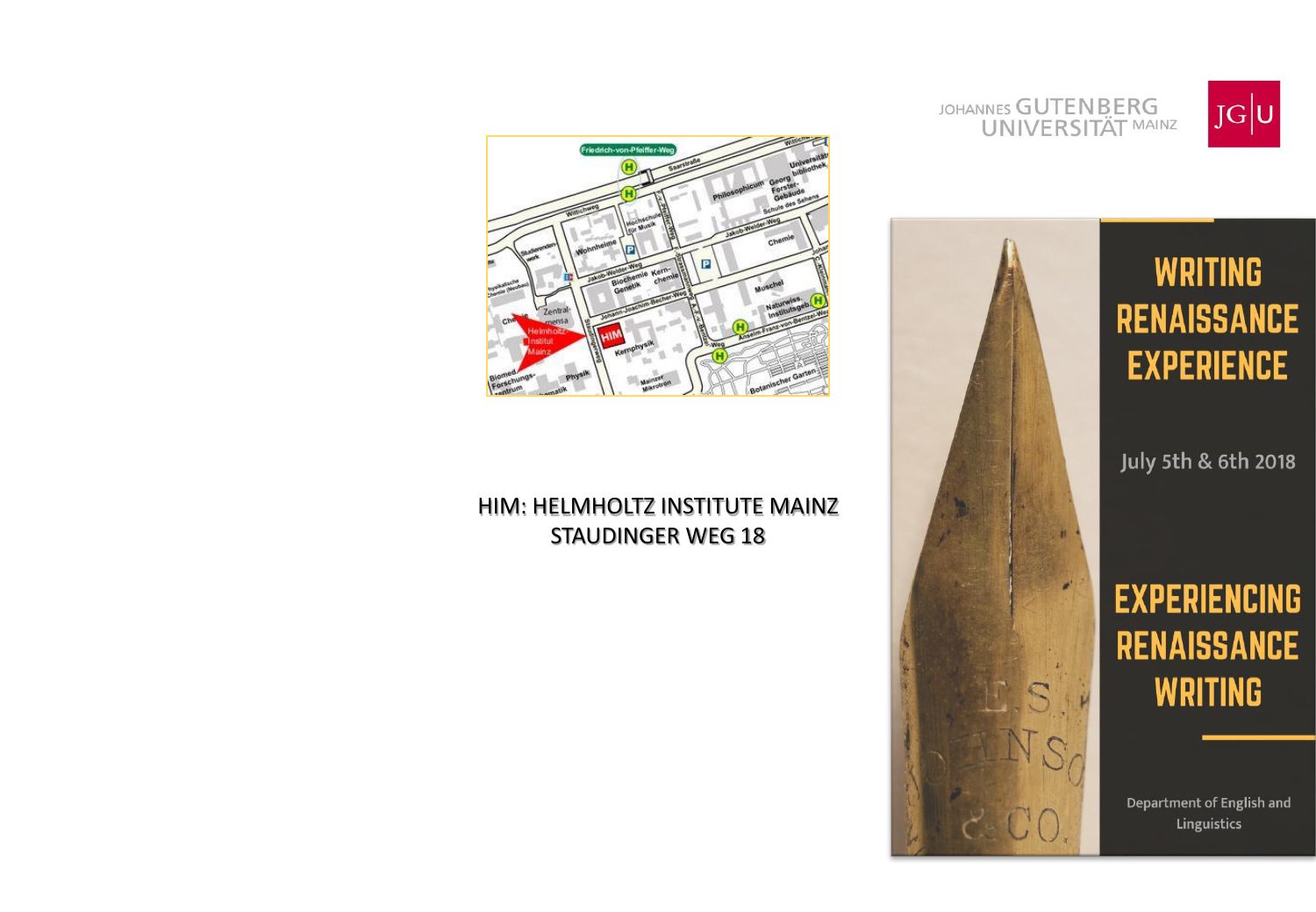HIM: HELMHOLTZ INSTITUTE MAINZ
STAUDINGER WEG 18

JOHANNES GUTENBERG UNIVERSITÄT MAINZ

JG|U

# WRITING RENAISSANCE EXPERIENCE

July 5th & 6th 2018

# EXPERIENCING RENAISSANCE WRITING

Department of English and Linguistics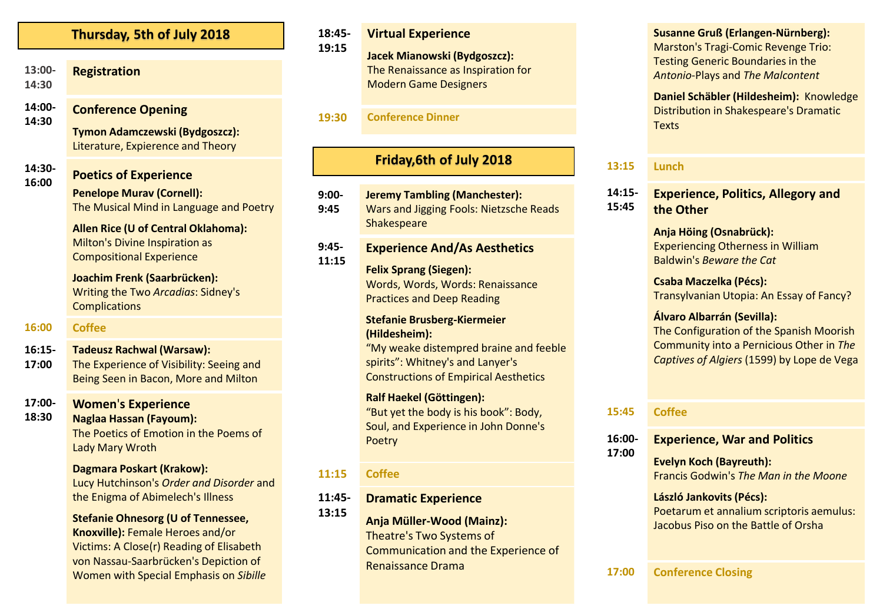## Thursday, 5th of July 2018

**13:00-14:30** **Registration**

**14:00-14:30** **Conference Opening**

**Tymon Adamczewski (Bydgoszcz):** Literature, Expierence and Theory

**14:30-16:00** **Poetics of Experience**

**Penelope Murav (Cornell):** The Musical Mind in Language and Poetry

**Allen Rice (U of Central Oklahoma):** Milton's Divine Inspiration as Compositional Experience

**Joachim Frenk (Saarbrücken):** Writing the Two *Arcadias*: Sidney's Complications

**16:00** **Coffee**

**16:15-17:00** **Tadeusz Rachwal (Warsaw):** The Experience of Visibility: Seeing and Being Seen in Bacon, More and Milton

**17:00-18:30** **Women's Experience**

**Naglaa Hassan (Fayoum):** The Poetics of Emotion in the Poems of Lady Mary Wroth

**Dagmara Poskart (Krakow):** Lucy Hutchinson's *Order and Disorder* and the Enigma of Abimelech's Illness

**Stefanie Ohnesorg (U of Tennessee, Knoxville):** Female Heroes and/or Victims: A Close(r) Reading of Elisabeth von Nassau-Saarbrücken's Depiction of Women with Special Emphasis on *Sibille*

**18:45-19:15** **Virtual Experience**

**Jacek Mianowski (Bydgoszcz):** The Renaissance as Inspiration for Modern Game Designers

**19:30** **Conference Dinner**

## Friday,6th of July 2018

**9:00-9:45** **Jeremy Tambling (Manchester):** Wars and Jigging Fools: Nietzsche Reads Shakespeare

**9:45-11:15** **Experience And/As Aesthetics**

**Felix Sprang (Siegen):** Words, Words, Words: Renaissance Practices and Deep Reading

**Stefanie Brusberg-Kiermeier (Hildesheim):** “My weake distempred braine and feeble spirits”: Whitney's and Lanyer's Constructions of Empirical Aesthetics

**Ralf Haekel (Göttingen):** “But yet the body is his book”: Body, Soul, and Experience in John Donne's Poetry

**11:15** **Coffee**

**11:45-13:15** **Dramatic Experience**

**Anja Müller-Wood (Mainz):** Theatre's Two Systems of Communication and the Experience of Renaissance Drama

**Susanne Gruß (Erlangen-Nürnberg):** Marston's Tragi-Comic Revenge Trio: Testing Generic Boundaries in the *Antonio*-Plays and *The Malcontent*

**Daniel Schäbler (Hildesheim):** Knowledge Distribution in Shakespeare's Dramatic Texts

**13:15** **Lunch**

**14:15-15:45** **Experience, Politics, Allegory and the Other**

**Anja Höing (Osnabrück):** Experiencing Otherness in William Baldwin's *Beware the Cat*

**Csaba Maczelka (Pécs):** Transylvanian Utopia: An Essay of Fancy?

**Álvaro Albarrán (Sevilla):** The Configuration of the Spanish Moorish Community into a Pernicious Other in *The Captives of Algiers* (1599) by Lope de Vega

**15:45** **Coffee**

**16:00-17:00** **Experience, War and Politics**

**Evelyn Koch (Bayreuth):** Francis Godwin's *The Man in the Moone*

**László Jankovits (Pécs):** Poetarum et annalium scriptoris aemulus: Jacobus Piso on the Battle of Orsha

**17:00** **Conference Closing**